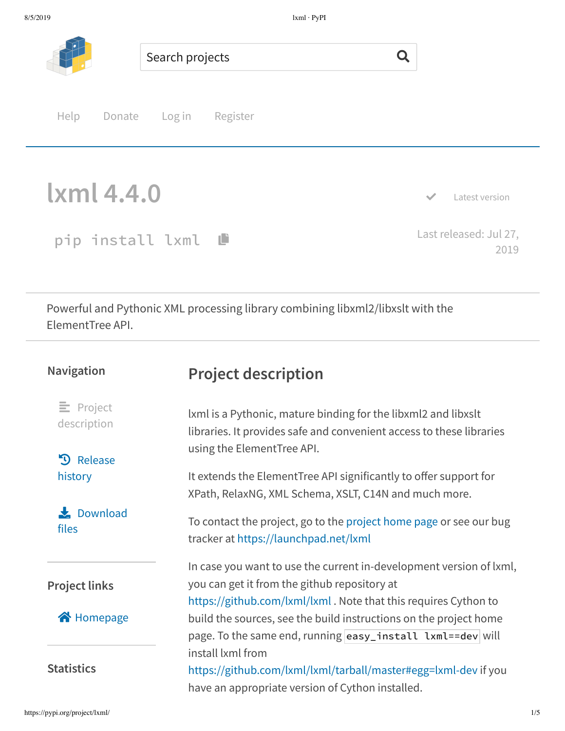Search projects

Help Donate Log in Register

# lxml 4.4.0

```
pip install lxml
```

Latest version

Last released: Jul 27, 2019

Powerful and Pythonic XML processing library combining libxml2/libxslt with the ElementTree API.

### Navigation

- Project description
- Release history
- Download files

### Project links

- Homepage

### Statistics

## Project description

lxml is a Pythonic, mature binding for the libxml2 and libxslt libraries. It provides safe and convenient access to these libraries using the ElementTree API.

It extends the ElementTree API significantly to offer support for XPath, RelaxNG, XML Schema, XSLT, C14N and much more.

To contact the project, go to the project home page or see our bug tracker at https://launchpad.net/lxml

In case you want to use the current in-development version of lxml, you can get it from the github repository at https://github.com/lxml/lxml . Note that this requires Cython to build the sources, see the build instructions on the project home page. To the same end, running `easy_install lxml==dev` will install lxml from https://github.com/lxml/lxml/tarball/master#egg=lxml-dev if you have an appropriate version of Cython installed.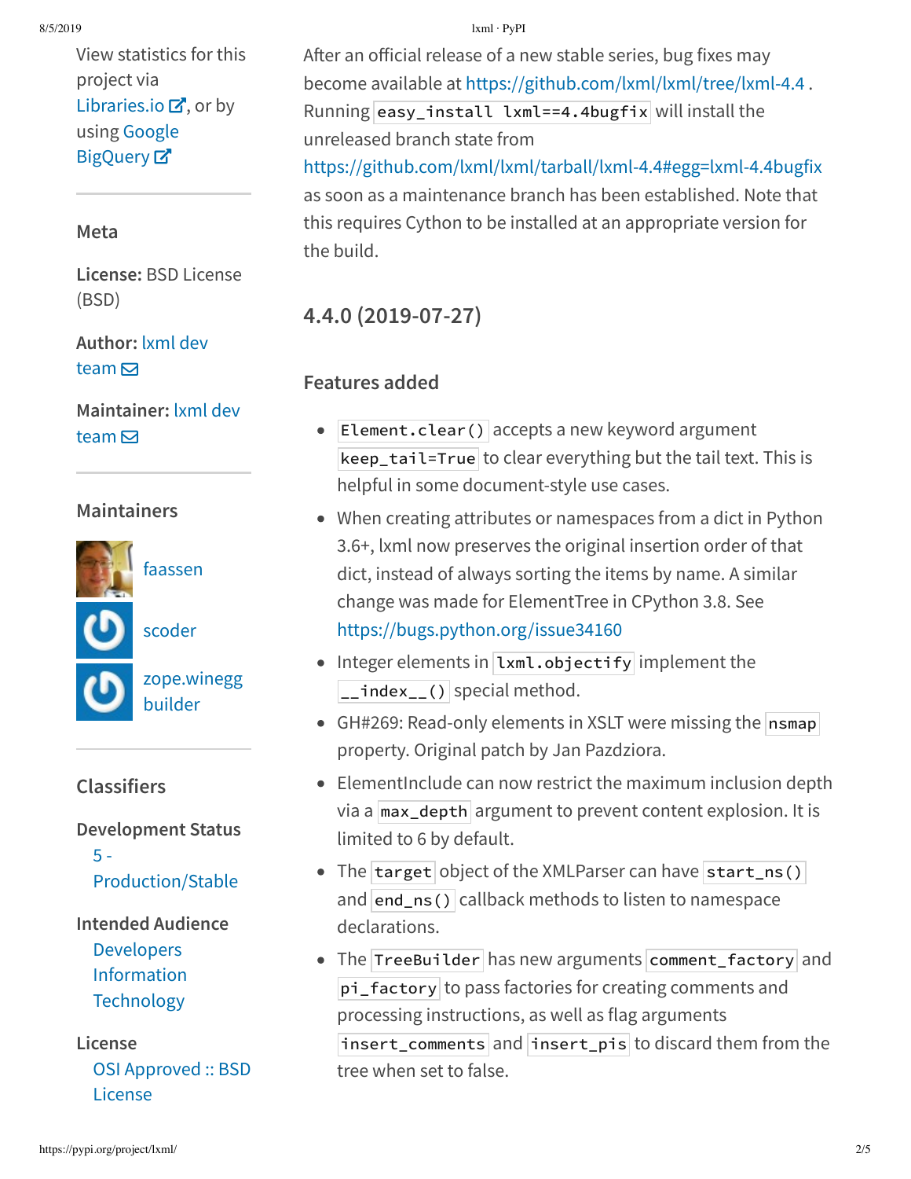View statistics for this project via Libraries.io, or by using Google BigQuery

### Meta

**License:** BSD License (BSD)

**Author:** lxml dev team

**Maintainer:** lxml dev team

### Maintainers

faassen

scoder

zope.winegg builder

### Classifiers

**Development Status**
- 5 - Production/Stable

**Intended Audience**
- Developers
- Information Technology

**License**
- OSI Approved :: BSD License

After an official release of a new stable series, bug fixes may become available at https://github.com/lxml/lxml/tree/lxml-4.4 . Running `easy_install lxml==4.4bugfix` will install the unreleased branch state from https://github.com/lxml/lxml/tarball/lxml-4.4#egg=lxml-4.4bugfix as soon as a maintenance branch has been established. Note that this requires Cython to be installed at an appropriate version for the build.

## 4.4.0 (2019-07-27)

### Features added

- `Element.clear()` accepts a new keyword argument `keep_tail=True` to clear everything but the tail text. This is helpful in some document-style use cases.
- When creating attributes or namespaces from a dict in Python 3.6+, lxml now preserves the original insertion order of that dict, instead of always sorting the items by name. A similar change was made for ElementTree in CPython 3.8. See https://bugs.python.org/issue34160
- Integer elements in `lxml.objectify` implement the `__index__()` special method.
- GH#269: Read-only elements in XSLT were missing the `nsmap` property. Original patch by Jan Pazdziora.
- ElementInclude can now restrict the maximum inclusion depth via a `max_depth` argument to prevent content explosion. It is limited to 6 by default.
- The `target` object of the XMLParser can have `start_ns()` and `end_ns()` callback methods to listen to namespace declarations.
- The `TreeBuilder` has new arguments `comment_factory` and `pi_factory` to pass factories for creating comments and processing instructions, as well as flag arguments `insert_comments` and `insert_pis` to discard them from the tree when set to false.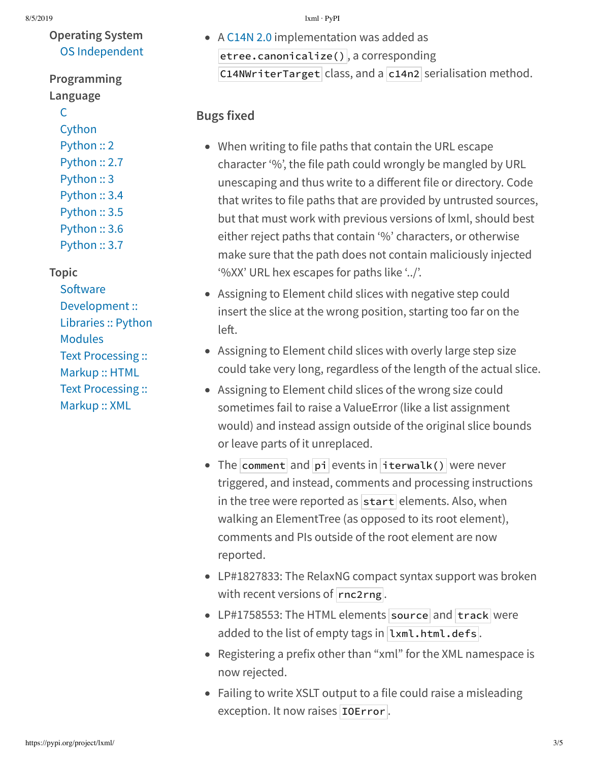Operating System

- OS Independent

Programming Language

- C
- Cython
- Python :: 2
- Python :: 2.7
- Python :: 3
- Python :: 3.4
- Python :: 3.5
- Python :: 3.6
- Python :: 3.7

Topic

- Software Development :: Libraries :: Python Modules
- Text Processing :: Markup :: HTML
- Text Processing :: Markup :: XML

- A C14N 2.0 implementation was added as `etree.canonicalize()`, a corresponding `C14NWriterTarget` class, and a `c14n2` serialisation method.

### Bugs fixed

- When writing to file paths that contain the URL escape character '%', the file path could wrongly be mangled by URL unescaping and thus write to a different file or directory. Code that writes to file paths that are provided by untrusted sources, but that must work with previous versions of lxml, should best either reject paths that contain '%' characters, or otherwise make sure that the path does not contain maliciously injected '%XX' URL hex escapes for paths like '../'.
- Assigning to Element child slices with negative step could insert the slice at the wrong position, starting too far on the left.
- Assigning to Element child slices with overly large step size could take very long, regardless of the length of the actual slice.
- Assigning to Element child slices of the wrong size could sometimes fail to raise a ValueError (like a list assignment would) and instead assign outside of the original slice bounds or leave parts of it unreplaced.
- The `comment` and `pi` events in `iterwalk()` were never triggered, and instead, comments and processing instructions in the tree were reported as `start` elements. Also, when walking an ElementTree (as opposed to its root element), comments and PIs outside of the root element are now reported.
- LP#1827833: The RelaxNG compact syntax support was broken with recent versions of `rnc2rng`.
- LP#1758553: The HTML elements `source` and `track` were added to the list of empty tags in `lxml.html.defs`.
- Registering a prefix other than "xml" for the XML namespace is now rejected.
- Failing to write XSLT output to a file could raise a misleading exception. It now raises `IOError`.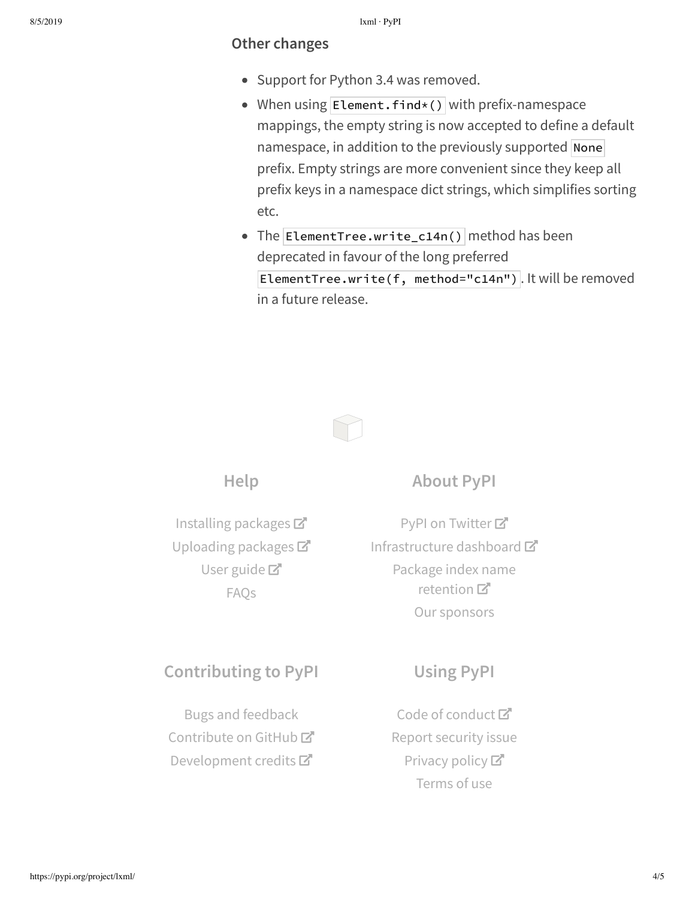### Other changes

- Support for Python 3.4 was removed.
- When using `Element.find*()` with prefix-namespace mappings, the empty string is now accepted to define a default namespace, in addition to the previously supported `None` prefix. Empty strings are more convenient since they keep all prefix keys in a namespace dict strings, which simplifies sorting etc.
- The `ElementTree.write_c14n()` method has been deprecated in favour of the long preferred `ElementTree.write(f, method="c14n")`. It will be removed in a future release.

## Help

Installing packages
Uploading packages
User guide
FAQs

## About PyPI

PyPI on Twitter
Infrastructure dashboard
Package index name retention
Our sponsors

## Contributing to PyPI

Bugs and feedback
Contribute on GitHub
Development credits

## Using PyPI

Code of conduct
Report security issue
Privacy policy
Terms of use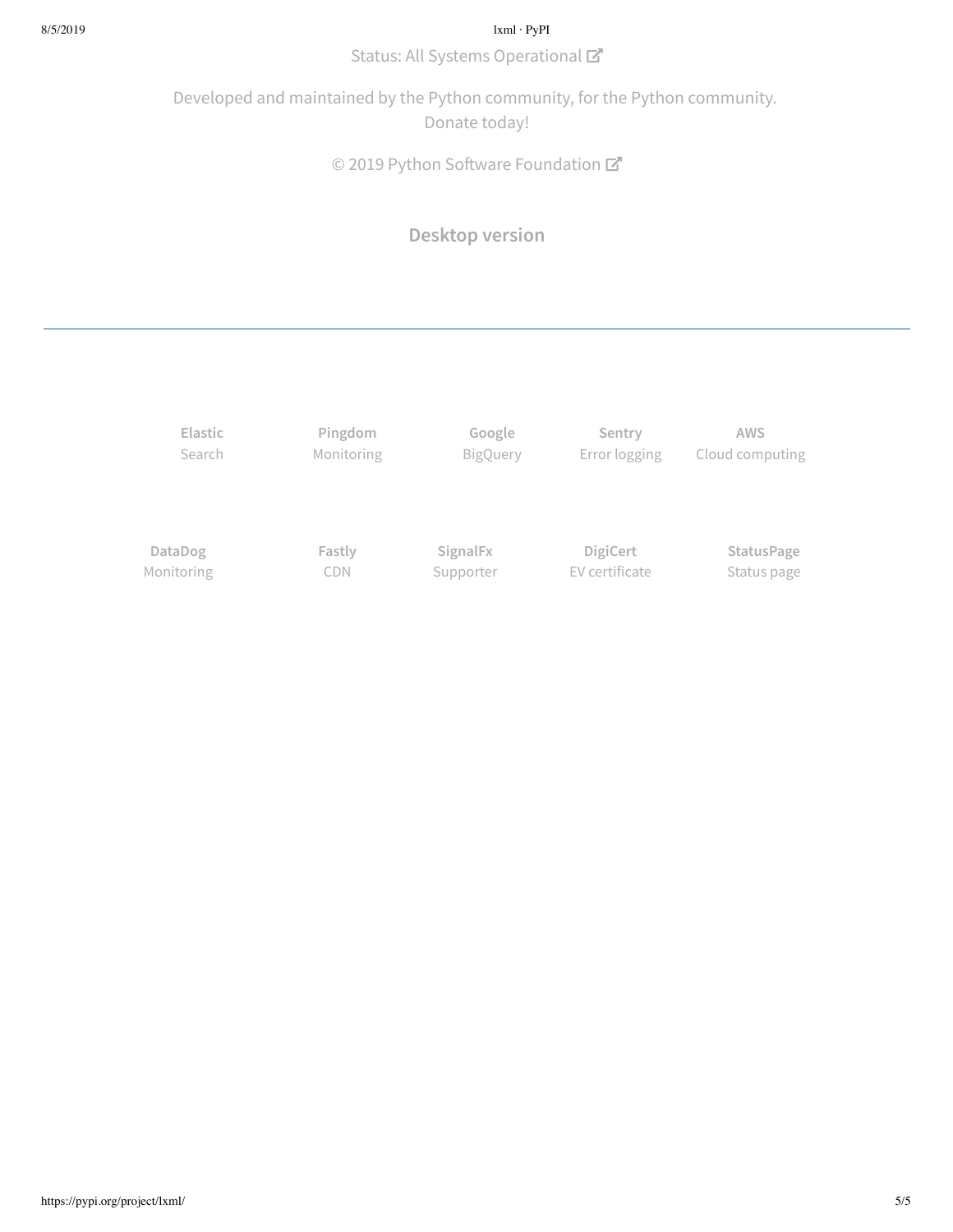Status: All Systems Operational

Developed and maintained by the Python community, for the Python community.
Donate today!

© 2019 Python Software Foundation

**Desktop version**

---

**Elastic**
Search

**Pingdom**
Monitoring

**Google**
BigQuery

**Sentry**
Error logging

**AWS**
Cloud computing

**DataDog**
Monitoring

**Fastly**
CDN

**SignalFx**
Supporter

**DigiCert**
EV certificate

**StatusPage**
Status page